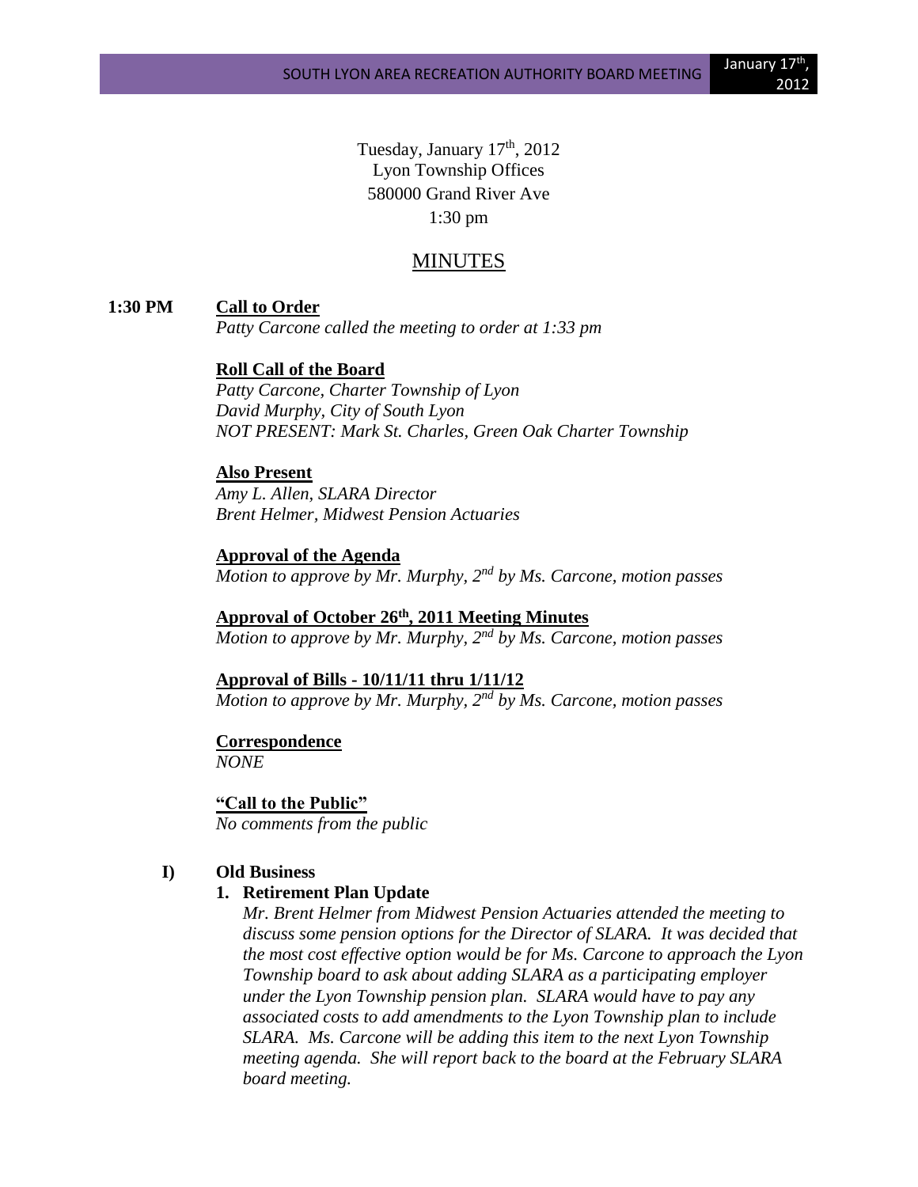Tuesday, January 17th, 2012
Lyon Township Offices
580000 Grand River Ave
1:30 pm

# MINUTES

**1:30 PM** **Call to Order**

*Patty Carcone called the meeting to order at 1:33 pm*

**Roll Call of the Board**

*Patty Carcone, Charter Township of Lyon*
*David Murphy, City of South Lyon*
*NOT PRESENT: Mark St. Charles, Green Oak Charter Township*

**Also Present**

*Amy L. Allen, SLARA Director*
*Brent Helmer, Midwest Pension Actuaries*

**Approval of the Agenda**

*Motion to approve by Mr. Murphy, 2nd by Ms. Carcone, motion passes*

**Approval of October 26th, 2011 Meeting Minutes**

*Motion to approve by Mr. Murphy, 2nd by Ms. Carcone, motion passes*

**Approval of Bills - 10/11/11 thru 1/11/12**

*Motion to approve by Mr. Murphy, 2nd by Ms. Carcone, motion passes*

**Correspondence**

*NONE*

**"Call to the Public"**

*No comments from the public*

**I) Old Business**

**1. Retirement Plan Update**

*Mr. Brent Helmer from Midwest Pension Actuaries attended the meeting to discuss some pension options for the Director of SLARA. It was decided that the most cost effective option would be for Ms. Carcone to approach the Lyon Township board to ask about adding SLARA as a participating employer under the Lyon Township pension plan. SLARA would have to pay any associated costs to add amendments to the Lyon Township plan to include SLARA. Ms. Carcone will be adding this item to the next Lyon Township meeting agenda. She will report back to the board at the February SLARA board meeting.*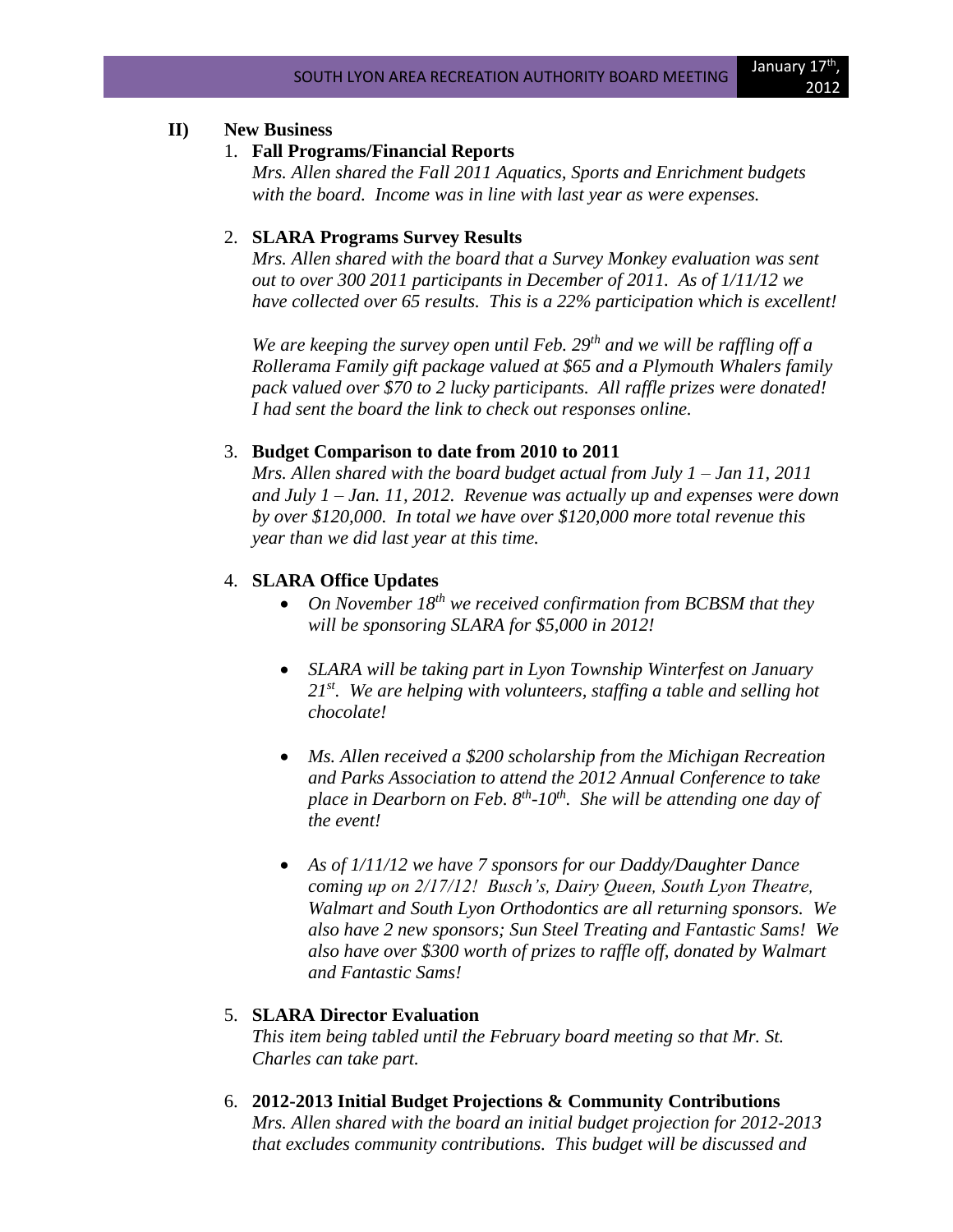## II) New Business

1. **Fall Programs/Financial Reports**
   *Mrs. Allen shared the Fall 2011 Aquatics, Sports and Enrichment budgets with the board. Income was in line with last year as were expenses.*

2. **SLARA Programs Survey Results**
   *Mrs. Allen shared with the board that a Survey Monkey evaluation was sent out to over 300 2011 participants in December of 2011. As of 1/11/12 we have collected over 65 results. This is a 22% participation which is excellent!*

   *We are keeping the survey open until Feb. 29th and we will be raffling off a Rollerama Family gift package valued at $65 and a Plymouth Whalers family pack valued over $70 to 2 lucky participants. All raffle prizes were donated! I had sent the board the link to check out responses online.*

3. **Budget Comparison to date from 2010 to 2011**
   *Mrs. Allen shared with the board budget actual from July 1 – Jan 11, 2011 and July 1 – Jan. 11, 2012. Revenue was actually up and expenses were down by over $120,000. In total we have over $120,000 more total revenue this year than we did last year at this time.*

4. **SLARA Office Updates**
   - *On November 18th we received confirmation from BCBSM that they will be sponsoring SLARA for $5,000 in 2012!*
   - *SLARA will be taking part in Lyon Township Winterfest on January 21st. We are helping with volunteers, staffing a table and selling hot chocolate!*
   - *Ms. Allen received a $200 scholarship from the Michigan Recreation and Parks Association to attend the 2012 Annual Conference to take place in Dearborn on Feb. 8th-10th. She will be attending one day of the event!*
   - *As of 1/11/12 we have 7 sponsors for our Daddy/Daughter Dance coming up on 2/17/12! Busch's, Dairy Queen, South Lyon Theatre, Walmart and South Lyon Orthodontics are all returning sponsors. We also have 2 new sponsors; Sun Steel Treating and Fantastic Sams! We also have over $300 worth of prizes to raffle off, donated by Walmart and Fantastic Sams!*

5. **SLARA Director Evaluation**
   *This item being tabled until the February board meeting so that Mr. St. Charles can take part.*

6. **2012-2013 Initial Budget Projections & Community Contributions**
   *Mrs. Allen shared with the board an initial budget projection for 2012-2013 that excludes community contributions. This budget will be discussed and*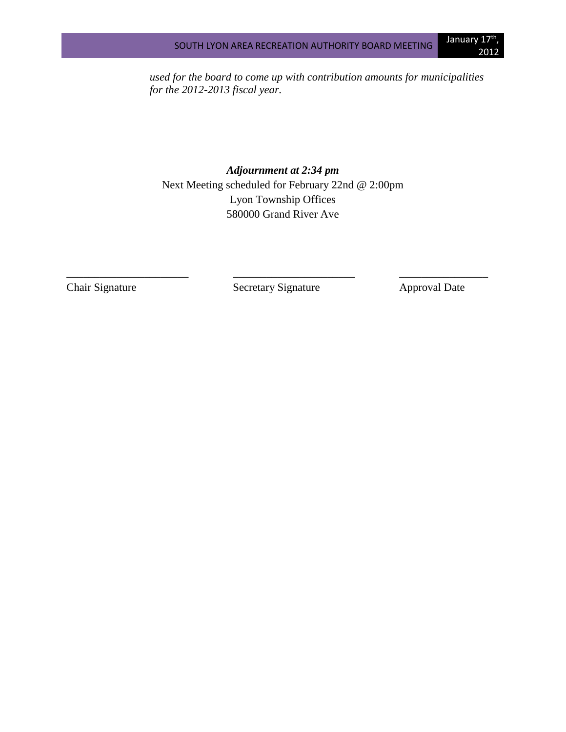*used for the board to come up with contribution amounts for municipalities for the 2012-2013 fiscal year.*

***Adjournment at 2:34 pm***

Next Meeting scheduled for February 22nd @ 2:00pm
Lyon Township Offices
580000 Grand River Ave

______________________ ______________________ ________________

Chair Signature Secretary Signature Approval Date